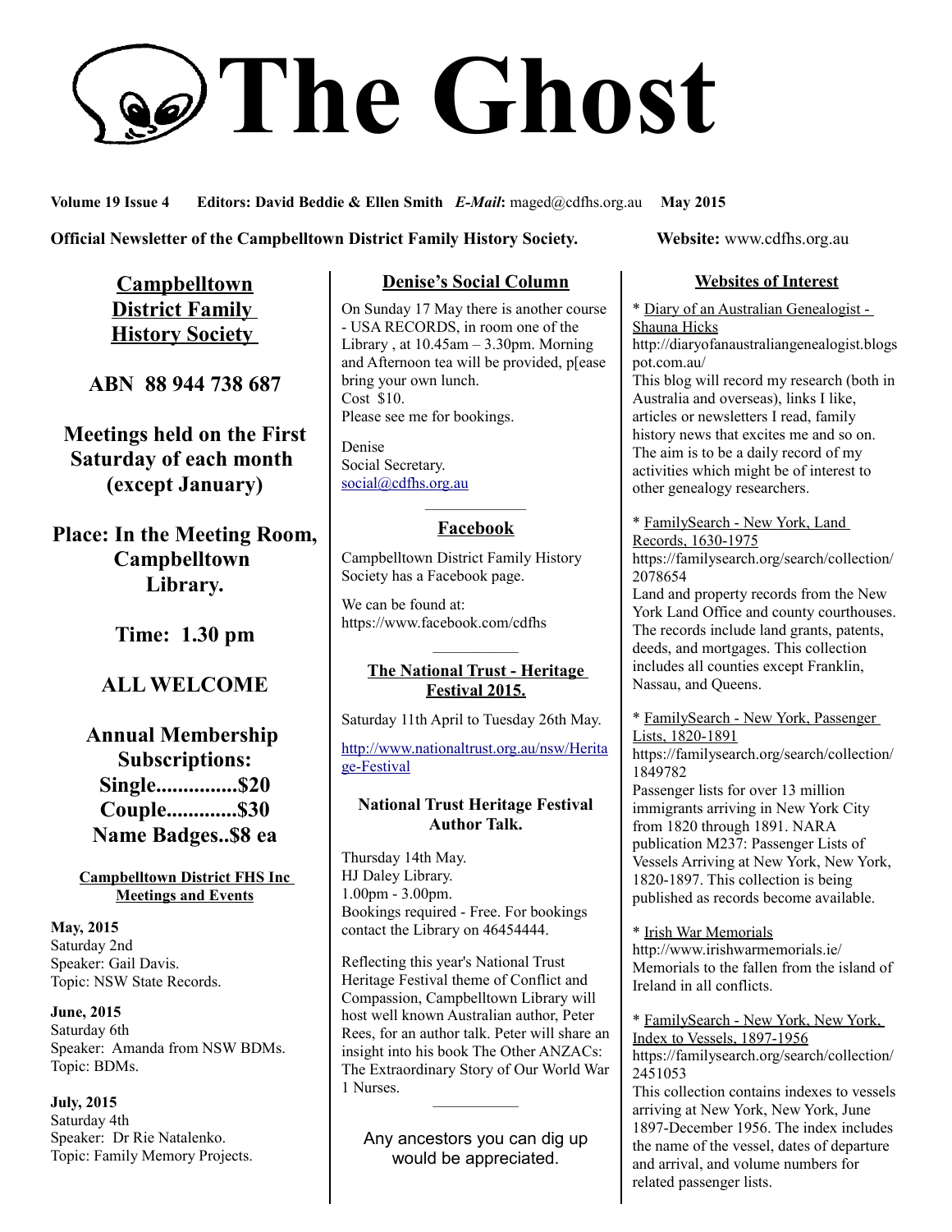# The Ghost

**Volume 19 Issue 4 Editors: David Beddie & Ellen Smith** ***E-Mail*****:** maged@cdfhs.org.au **May 2015**

**Official Newsletter of the Campbelltown District Family History Society.** **Website:** www.cdfhs.org.au

## Campbelltown District Family History Society

**ABN 88 944 738 687**

**Meetings held on the First Saturday of each month (except January)**

**Place: In the Meeting Room, Campbelltown Library.**

**Time: 1.30 pm**

**ALL WELCOME**

**Annual Membership Subscriptions:**
**Single...............$20**
**Couple.............$30**
**Name Badges..$8 ea**

### Campbelltown District FHS Inc Meetings and Events

**May, 2015**
Saturday 2nd
Speaker: Gail Davis.
Topic: NSW State Records.

**June, 2015**
Saturday 6th
Speaker: Amanda from NSW BDMs.
Topic: BDMs.

**July, 2015**
Saturday 4th
Speaker: Dr Rie Natalenko.
Topic: Family Memory Projects.

## Denise's Social Column

On Sunday 17 May there is another course - USA RECORDS, in room one of the Library , at 10.45am – 3.30pm. Morning and Afternoon tea will be provided, p[ease bring your own lunch.
Cost $10.
Please see me for bookings.

Denise
Social Secretary.
social@cdfhs.org.au

## Facebook

Campbelltown District Family History Society has a Facebook page.

We can be found at:
https://www.facebook.com/cdfhs

## The National Trust - Heritage Festival 2015.

Saturday 11th April to Tuesday 26th May.

http://www.nationaltrust.org.au/nsw/Heritage-Festival

### National Trust Heritage Festival Author Talk.

Thursday 14th May.
HJ Daley Library.
1.00pm - 3.00pm.
Bookings required - Free. For bookings contact the Library on 46454444.

Reflecting this year's National Trust Heritage Festival theme of Conflict and Compassion, Campbelltown Library will host well known Australian author, Peter Rees, for an author talk. Peter will share an insight into his book The Other ANZACs: The Extraordinary Story of Our World War 1 Nurses.

Any ancestors you can dig up would be appreciated.

## Websites of Interest

* Diary of an Australian Genealogist - Shauna Hicks
http://diaryofanaustraliangenealogist.blogspot.com.au/
This blog will record my research (both in Australia and overseas), links I like, articles or newsletters I read, family history news that excites me and so on. The aim is to be a daily record of my activities which might be of interest to other genealogy researchers.

* FamilySearch - New York, Land Records, 1630-1975
https://familysearch.org/search/collection/2078654
Land and property records from the New York Land Office and county courthouses. The records include land grants, patents, deeds, and mortgages. This collection includes all counties except Franklin, Nassau, and Queens.

* FamilySearch - New York, Passenger Lists, 1820-1891
https://familysearch.org/search/collection/1849782
Passenger lists for over 13 million immigrants arriving in New York City from 1820 through 1891. NARA publication M237: Passenger Lists of Vessels Arriving at New York, New York, 1820-1897. This collection is being published as records become available.

* Irish War Memorials
http://www.irishwarmemorials.ie/
Memorials to the fallen from the island of Ireland in all conflicts.

* FamilySearch - New York, New York, Index to Vessels, 1897-1956
https://familysearch.org/search/collection/2451053
This collection contains indexes to vessels arriving at New York, New York, June 1897-December 1956. The index includes the name of the vessel, dates of departure and arrival, and volume numbers for related passenger lists.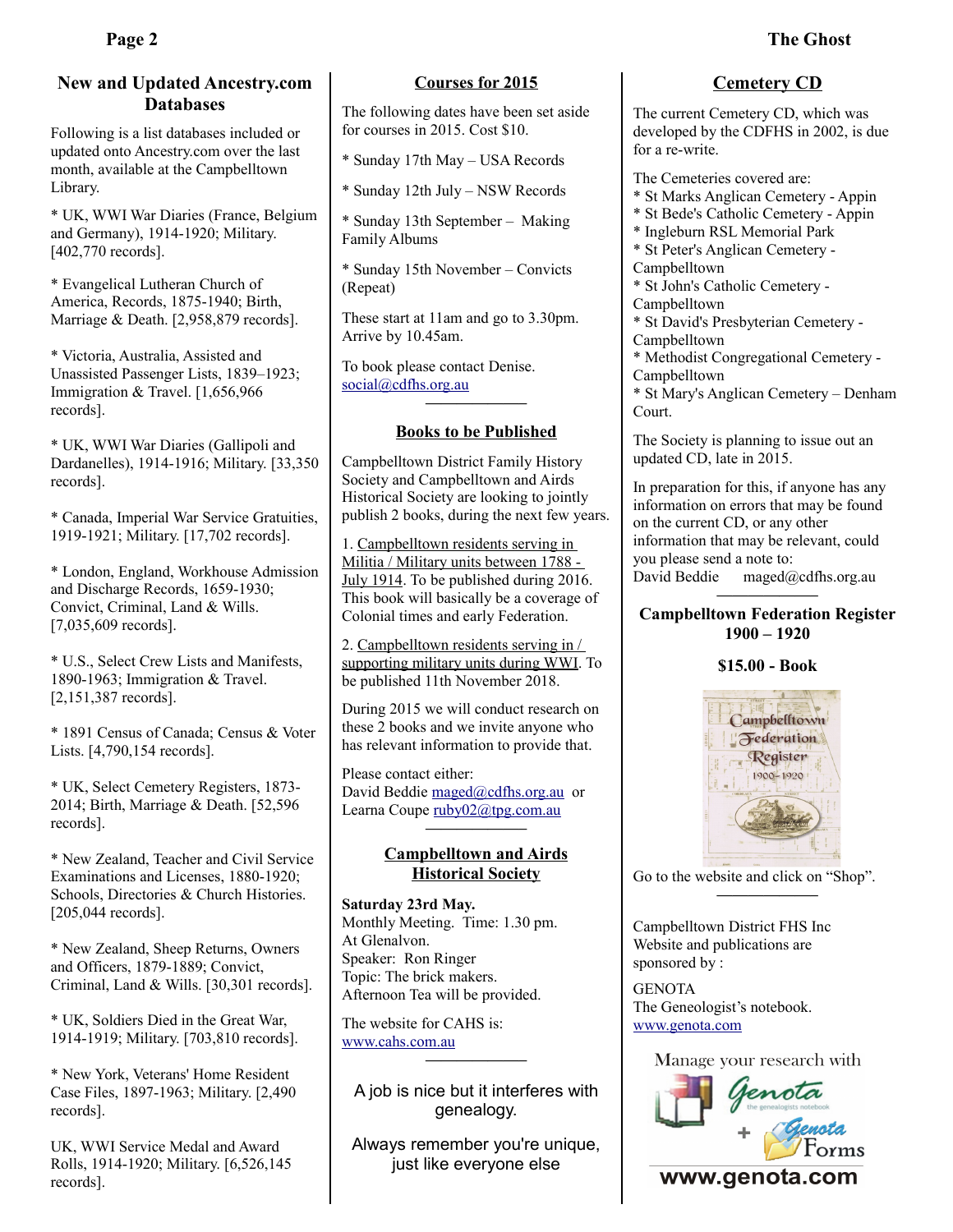## New and Updated Ancestry.com Databases

Following is a list databases included or updated onto Ancestry.com over the last month, available at the Campbelltown Library.

* UK, WWI War Diaries (France, Belgium and Germany), 1914-1920; Military. [402,770 records].

* Evangelical Lutheran Church of America, Records, 1875-1940; Birth, Marriage & Death. [2,958,879 records].

* Victoria, Australia, Assisted and Unassisted Passenger Lists, 1839–1923; Immigration & Travel. [1,656,966 records].

* UK, WWI War Diaries (Gallipoli and Dardanelles), 1914-1916; Military. [33,350 records].

* Canada, Imperial War Service Gratuities, 1919-1921; Military. [17,702 records].

* London, England, Workhouse Admission and Discharge Records, 1659-1930; Convict, Criminal, Land & Wills. [7,035,609 records].

* U.S., Select Crew Lists and Manifests, 1890-1963; Immigration & Travel. [2,151,387 records].

* 1891 Census of Canada; Census & Voter Lists. [4,790,154 records].

* UK, Select Cemetery Registers, 1873-2014; Birth, Marriage & Death. [52,596 records].

* New Zealand, Teacher and Civil Service Examinations and Licenses, 1880-1920; Schools, Directories & Church Histories. [205,044 records].

* New Zealand, Sheep Returns, Owners and Officers, 1879-1889; Convict, Criminal, Land & Wills. [30,301 records].

* UK, Soldiers Died in the Great War, 1914-1919; Military. [703,810 records].

* New York, Veterans' Home Resident Case Files, 1897-1963; Military. [2,490 records].

UK, WWI Service Medal and Award Rolls, 1914-1920; Military. [6,526,145 records].

## Courses for 2015

The following dates have been set aside for courses in 2015. Cost $10.

* Sunday 17th May – USA Records

* Sunday 12th July – NSW Records

* Sunday 13th September – Making Family Albums

* Sunday 15th November – Convicts (Repeat)

These start at 11am and go to 3.30pm. Arrive by 10.45am.

To book please contact Denise. social@cdfhs.org.au

## Books to be Published

Campbelltown District Family History Society and Campbelltown and Airds Historical Society are looking to jointly publish 2 books, during the next few years.

1. Campbelltown residents serving in Militia / Military units between 1788 - July 1914. To be published during 2016. This book will basically be a coverage of Colonial times and early Federation.

2. Campbelltown residents serving in / supporting military units during WWI. To be published 11th November 2018.

During 2015 we will conduct research on these 2 books and we invite anyone who has relevant information to provide that.

Please contact either:
David Beddie maged@cdfhs.org.au or
Learna Coupe ruby02@tpg.com.au

## Campbelltown and Airds Historical Society

**Saturday 23rd May.**
Monthly Meeting. Time: 1.30 pm.
At Glenalvon.
Speaker: Ron Ringer
Topic: The brick makers.
Afternoon Tea will be provided.

The website for CAHS is:
www.cahs.com.au

A job is nice but it interferes with genealogy.

Always remember you're unique, just like everyone else

## Cemetery CD

The current Cemetery CD, which was developed by the CDFHS in 2002, is due for a re-write.

The Cemeteries covered are:
* St Marks Anglican Cemetery - Appin
* St Bede's Catholic Cemetery - Appin
* Ingleburn RSL Memorial Park
* St Peter's Anglican Cemetery - Campbelltown
* St John's Catholic Cemetery - Campbelltown
* St David's Presbyterian Cemetery - Campbelltown
* Methodist Congregational Cemetery - Campbelltown
* St Mary's Anglican Cemetery – Denham Court.

The Society is planning to issue out an updated CD, late in 2015.

In preparation for this, if anyone has any information on errors that may be found on the current CD, or any other information that may be relevant, could you please send a note to:
David Beddie maged@cdfhs.org.au

## Campbelltown Federation Register 1900 – 1920

**$15.00 - Book**

Campbelltown Federation Register 1900–1920

Go to the website and click on "Shop".

Campbelltown District FHS Inc
Website and publications are sponsored by :

GENOTA
The Geneologist's notebook.
www.genota.com

Manage your research with Genota the genealogists notebook + Genota Forms

www.genota.com